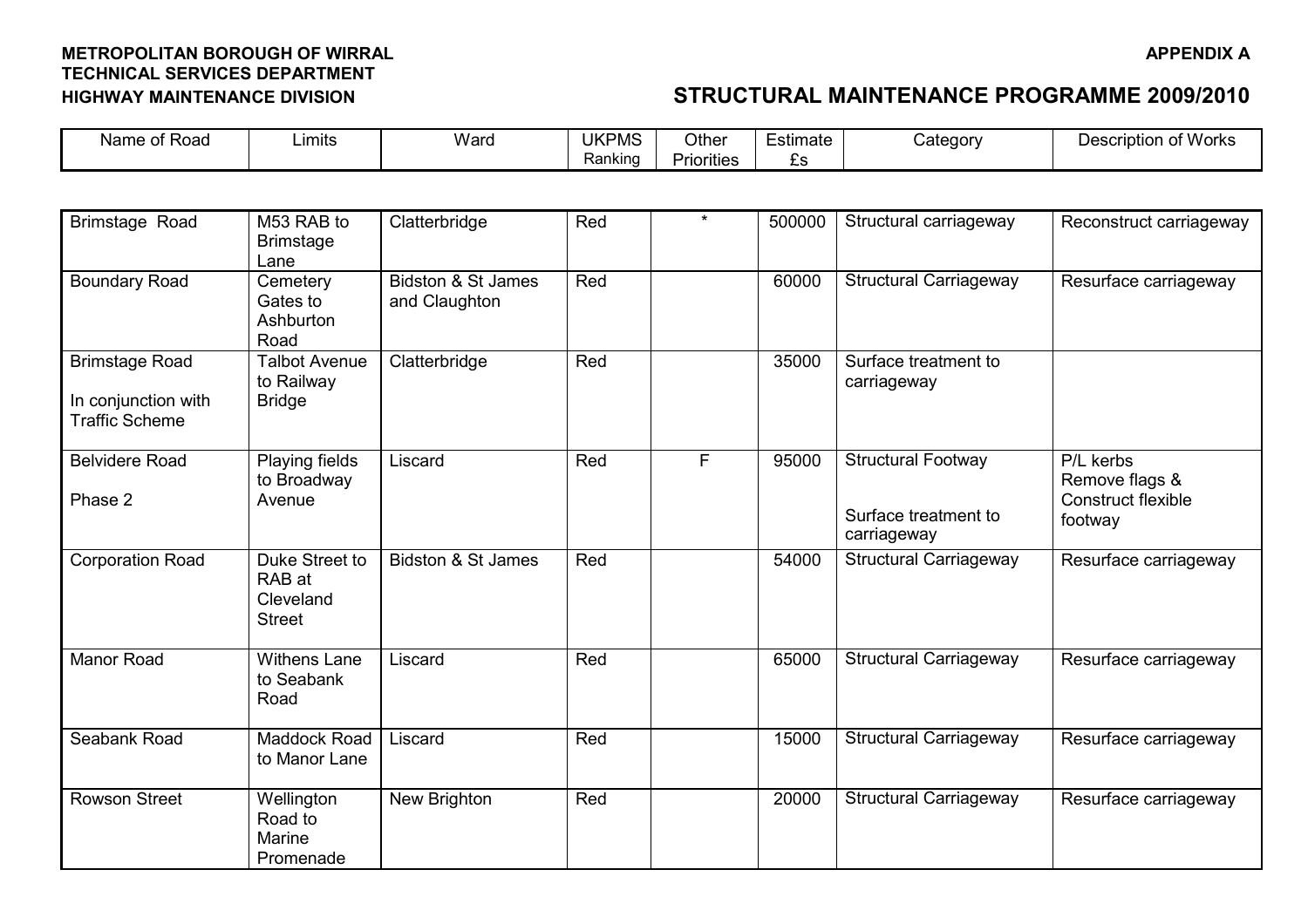**METROPOLITAN BOROUGH OF WIRRAL**
**TECHNICAL SERVICES DEPARTMENT**
**HIGHWAY MAINTENANCE DIVISION**

**APPENDIX A**

## STRUCTURAL MAINTENANCE PROGRAMME 2009/2010

| Name of Road | Limits | Ward | UKPMS Ranking | Other Priorities | Estimate £s | Category | Description of Works |
|---|---|---|---|---|---|---|---|
| Brimstage Road | M53 RAB to Brimstage Lane | Clatterbridge | Red | * | 500000 | Structural carriageway | Reconstruct carriageway |
| Boundary Road | Cemetery Gates to Ashburton Road | Bidston & St James and Claughton | Red | | 60000 | Structural Carriageway | Resurface carriageway |
| Brimstage Road<br><br>In conjunction with Traffic Scheme | Talbot Avenue to Railway Bridge | Clatterbridge | Red | | 35000 | Surface treatment to carriageway | |
| Belvidere Road<br><br>Phase 2 | Playing fields to Broadway Avenue | Liscard | Red | F | 95000 | Structural Footway<br><br>Surface treatment to carriageway | P/L kerbs<br>Remove flags &<br>Construct flexible footway |
| Corporation Road | Duke Street to RAB at Cleveland Street | Bidston & St James | Red | | 54000 | Structural Carriageway | Resurface carriageway |
| Manor Road | Withens Lane to Seabank Road | Liscard | Red | | 65000 | Structural Carriageway | Resurface carriageway |
| Seabank Road | Maddock Road to Manor Lane | Liscard | Red | | 15000 | Structural Carriageway | Resurface carriageway |
| Rowson Street | Wellington Road to Marine Promenade | New Brighton | Red | | 20000 | Structural Carriageway | Resurface carriageway |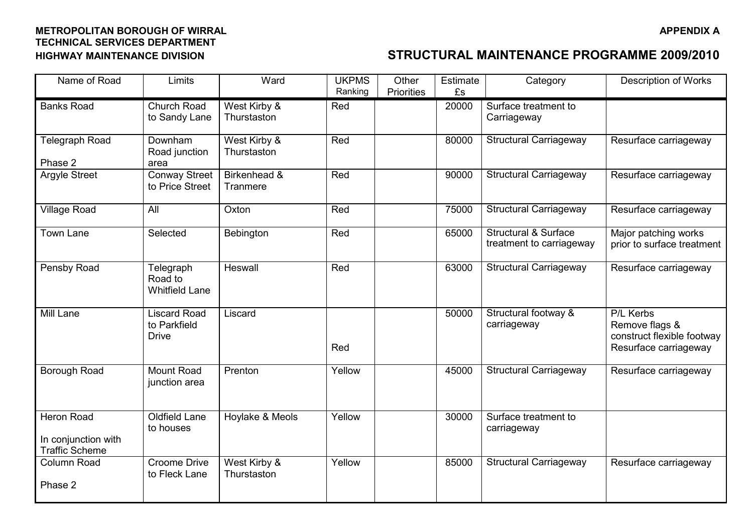**METROPOLITAN BOROUGH OF WIRRAL**
**TECHNICAL SERVICES DEPARTMENT**
**HIGHWAY MAINTENANCE DIVISION**

**APPENDIX A**

## STRUCTURAL MAINTENANCE PROGRAMME 2009/2010

| Name of Road | Limits | Ward | UKPMS Ranking | Other Priorities | Estimate £s | Category | Description of Works |
|---|---|---|---|---|---|---|---|
| Banks Road | Church Road to Sandy Lane | West Kirby & Thurstaston | Red | | 20000 | Surface treatment to Carriageway | |
| Telegraph Road Phase 2 | Downham Road junction area | West Kirby & Thurstaston | Red | | 80000 | Structural Carriageway | Resurface carriageway |
| Argyle Street | Conway Street to Price Street | Birkenhead & Tranmere | Red | | 90000 | Structural Carriageway | Resurface carriageway |
| Village Road | All | Oxton | Red | | 75000 | Structural Carriageway | Resurface carriageway |
| Town Lane | Selected | Bebington | Red | | 65000 | Structural & Surface treatment to carriageway | Major patching works prior to surface treatment |
| Pensby Road | Telegraph Road to Whitfield Lane | Heswall | Red | | 63000 | Structural Carriageway | Resurface carriageway |
| Mill Lane | Liscard Road to Parkfield Drive | Liscard | Red | | 50000 | Structural footway & carriageway | P/L Kerbs Remove flags & construct flexible footway Resurface carriageway |
| Borough Road | Mount Road junction area | Prenton | Yellow | | 45000 | Structural Carriageway | Resurface carriageway |
| Heron Road In conjunction with Traffic Scheme | Oldfield Lane to houses | Hoylake & Meols | Yellow | | 30000 | Surface treatment to carriageway | |
| Column Road Phase 2 | Croome Drive to Fleck Lane | West Kirby & Thurstaston | Yellow | | 85000 | Structural Carriageway | Resurface carriageway |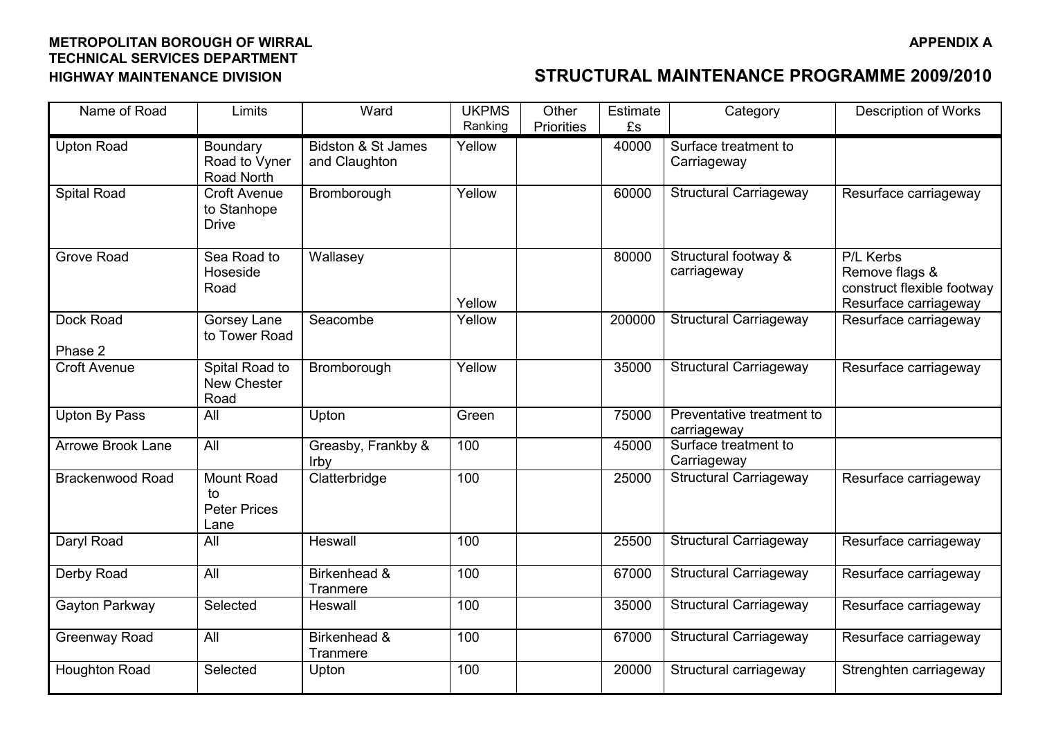**METROPOLITAN BOROUGH OF WIRRAL**
**TECHNICAL SERVICES DEPARTMENT**
**HIGHWAY MAINTENANCE DIVISION**

**APPENDIX A**

## STRUCTURAL MAINTENANCE PROGRAMME 2009/2010

| Name of Road | Limits | Ward | UKPMS Ranking | Other Priorities | Estimate £s | Category | Description of Works |
|---|---|---|---|---|---|---|---|
| Upton Road | Boundary Road to Vyner Road North | Bidston & St James and Claughton | Yellow | | 40000 | Surface treatment to Carriageway | |
| Spital Road | Croft Avenue to Stanhope Drive | Bromborough | Yellow | | 60000 | Structural Carriageway | Resurface carriageway |
| Grove Road | Sea Road to Hoseside Road | Wallasey | Yellow | | 80000 | Structural footway & carriageway | P/L Kerbs<br>Remove flags & construct flexible footway<br>Resurface carriageway |
| Dock Road<br><br>Phase 2 | Gorsey Lane to Tower Road | Seacombe | Yellow | | 200000 | Structural Carriageway | Resurface carriageway |
| Croft Avenue | Spital Road to New Chester Road | Bromborough | Yellow | | 35000 | Structural Carriageway | Resurface carriageway |
| Upton By Pass | All | Upton | Green | | 75000 | Preventative treatment to carriageway | |
| Arrowe Brook Lane | All | Greasby, Frankby & Irby | 100 | | 45000 | Surface treatment to Carriageway | |
| Brackenwood Road | Mount Road to Peter Prices Lane | Clatterbridge | 100 | | 25000 | Structural Carriageway | Resurface carriageway |
| Daryl Road | All | Heswall | 100 | | 25500 | Structural Carriageway | Resurface carriageway |
| Derby Road | All | Birkenhead & Tranmere | 100 | | 67000 | Structural Carriageway | Resurface carriageway |
| Gayton Parkway | Selected | Heswall | 100 | | 35000 | Structural Carriageway | Resurface carriageway |
| Greenway Road | All | Birkenhead & Tranmere | 100 | | 67000 | Structural Carriageway | Resurface carriageway |
| Houghton Road | Selected | Upton | 100 | | 20000 | Structural carriageway | Strenghten carriageway |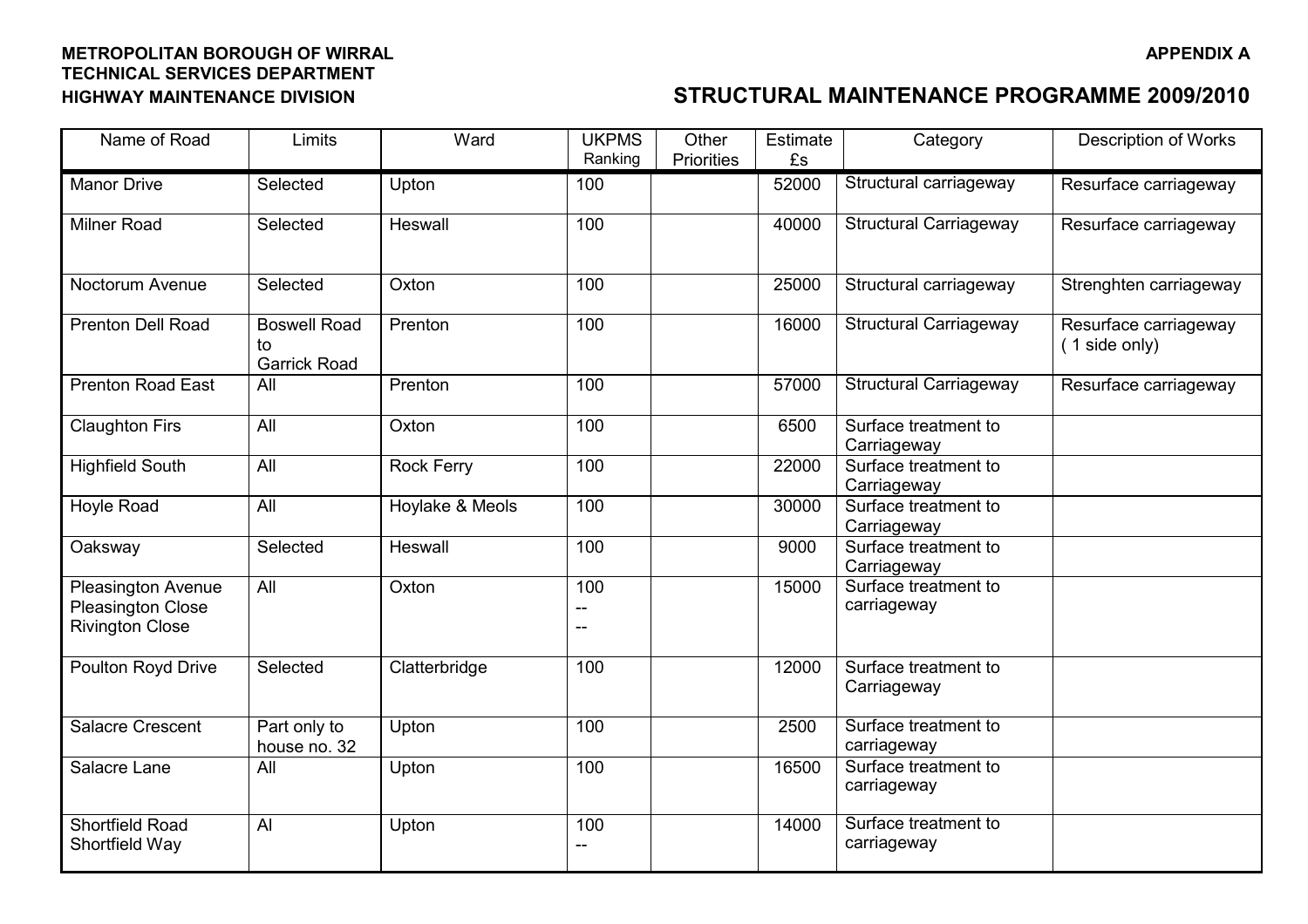**METROPOLITAN BOROUGH OF WIRRAL**
**TECHNICAL SERVICES DEPARTMENT**
**HIGHWAY MAINTENANCE DIVISION**

**APPENDIX A**

## STRUCTURAL MAINTENANCE PROGRAMME 2009/2010

| Name of Road | Limits | Ward | UKPMS Ranking | Other Priorities | Estimate £s | Category | Description of Works |
|---|---|---|---|---|---|---|---|
| Manor Drive | Selected | Upton | 100 | | 52000 | Structural carriageway | Resurface carriageway |
| Milner Road | Selected | Heswall | 100 | | 40000 | Structural Carriageway | Resurface carriageway |
| Noctorum Avenue | Selected | Oxton | 100 | | 25000 | Structural carriageway | Strenghten carriageway |
| Prenton Dell Road | Boswell Road to Garrick Road | Prenton | 100 | | 16000 | Structural Carriageway | Resurface carriageway ( 1 side only) |
| Prenton Road East | All | Prenton | 100 | | 57000 | Structural Carriageway | Resurface carriageway |
| Claughton Firs | All | Oxton | 100 | | 6500 | Surface treatment to Carriageway | |
| Highfield South | All | Rock Ferry | 100 | | 22000 | Surface treatment to Carriageway | |
| Hoyle Road | All | Hoylake & Meols | 100 | | 30000 | Surface treatment to Carriageway | |
| Oaksway | Selected | Heswall | 100 | | 9000 | Surface treatment to Carriageway | |
| Pleasington Avenue<br>Pleasington Close<br>Rivington Close | All | Oxton | 100<br>--<br>-- | | 15000 | Surface treatment to carriageway | |
| Poulton Royd Drive | Selected | Clatterbridge | 100 | | 12000 | Surface treatment to Carriageway | |
| Salacre Crescent | Part only to house no. 32 | Upton | 100 | | 2500 | Surface treatment to carriageway | |
| Salacre Lane | All | Upton | 100 | | 16500 | Surface treatment to carriageway | |
| Shortfield Road<br>Shortfield Way | Al | Upton | 100<br>-- | | 14000 | Surface treatment to carriageway | |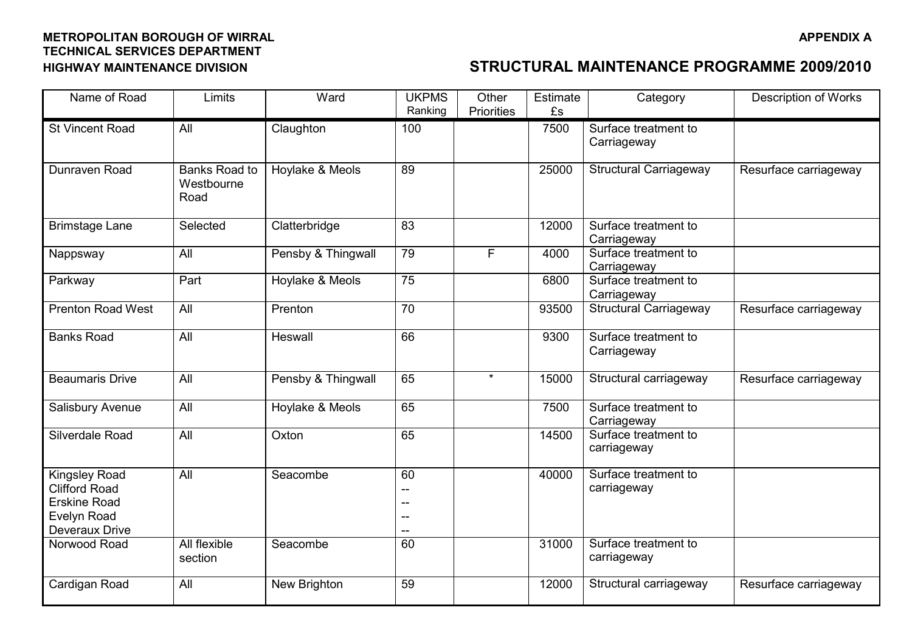**METROPOLITAN BOROUGH OF WIRRAL**
**TECHNICAL SERVICES DEPARTMENT**
**HIGHWAY MAINTENANCE DIVISION**

**APPENDIX A**

## STRUCTURAL MAINTENANCE PROGRAMME 2009/2010

| Name of Road | Limits | Ward | UKPMS Ranking | Other Priorities | Estimate £s | Category | Description of Works |
|---|---|---|---|---|---|---|---|
| St Vincent Road | All | Claughton | 100 | | 7500 | Surface treatment to Carriageway | |
| Dunraven Road | Banks Road to Westbourne Road | Hoylake & Meols | 89 | | 25000 | Structural Carriageway | Resurface carriageway |
| Brimstage Lane | Selected | Clatterbridge | 83 | | 12000 | Surface treatment to Carriageway | |
| Nappsway | All | Pensby & Thingwall | 79 | F | 4000 | Surface treatment to Carriageway | |
| Parkway | Part | Hoylake & Meols | 75 | | 6800 | Surface treatment to Carriageway | |
| Prenton Road West | All | Prenton | 70 | | 93500 | Structural Carriageway | Resurface carriageway |
| Banks Road | All | Heswall | 66 | | 9300 | Surface treatment to Carriageway | |
| Beaumaris Drive | All | Pensby & Thingwall | 65 | * | 15000 | Structural carriageway | Resurface carriageway |
| Salisbury Avenue | All | Hoylake & Meols | 65 | | 7500 | Surface treatment to Carriageway | |
| Silverdale Road | All | Oxton | 65 | | 14500 | Surface treatment to carriageway | |
| Kingsley Road<br>Clifford Road<br>Erskine Road<br>Evelyn Road<br>Deveraux Drive | All | Seacombe | 60<br>--<br>--<br>--<br>-- | | 40000 | Surface treatment to carriageway | |
| Norwood Road | All flexible section | Seacombe | 60 | | 31000 | Surface treatment to carriageway | |
| Cardigan Road | All | New Brighton | 59 | | 12000 | Structural carriageway | Resurface carriageway |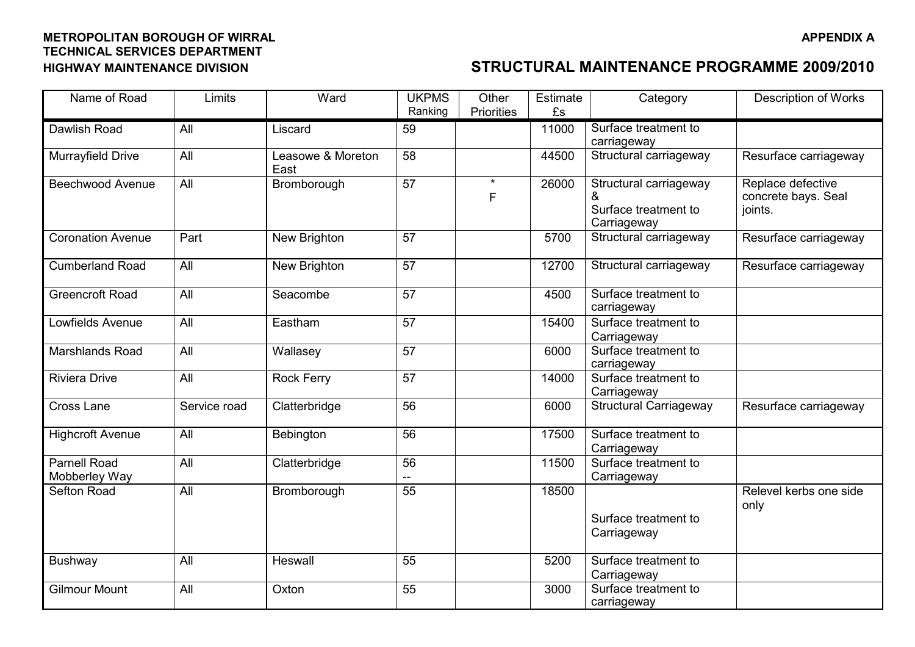**METROPOLITAN BOROUGH OF WIRRAL**
**TECHNICAL SERVICES DEPARTMENT**
**HIGHWAY MAINTENANCE DIVISION**

**APPENDIX A**

## STRUCTURAL MAINTENANCE PROGRAMME 2009/2010

| Name of Road | Limits | Ward | UKPMS Ranking | Other Priorities | Estimate £s | Category | Description of Works |
|---|---|---|---|---|---|---|---|
| Dawlish Road | All | Liscard | 59 | | 11000 | Surface treatment to carriageway | |
| Murrayfield Drive | All | Leasowe & Moreton East | 58 | | 44500 | Structural carriageway | Resurface carriageway |
| Beechwood Avenue | All | Bromborough | 57 | * F | 26000 | Structural carriageway & Surface treatment to Carriageway | Replace defective concrete bays. Seal joints. |
| Coronation Avenue | Part | New Brighton | 57 | | 5700 | Structural carriageway | Resurface carriageway |
| Cumberland Road | All | New Brighton | 57 | | 12700 | Structural carriageway | Resurface carriageway |
| Greencroft Road | All | Seacombe | 57 | | 4500 | Surface treatment to carriageway | |
| Lowfields Avenue | All | Eastham | 57 | | 15400 | Surface treatment to Carriageway | |
| Marshlands Road | All | Wallasey | 57 | | 6000 | Surface treatment to carriageway | |
| Riviera Drive | All | Rock Ferry | 57 | | 14000 | Surface treatment to Carriageway | |
| Cross Lane | Service road | Clatterbridge | 56 | | 6000 | Structural Carriageway | Resurface carriageway |
| Highcroft Avenue | All | Bebington | 56 | | 17500 | Surface treatment to Carriageway | |
| Parnell Road Mobberley Way | All | Clatterbridge | 56 -- | | 11500 | Surface treatment to Carriageway | |
| Sefton Road | All | Bromborough | 55 | | 18500 | Surface treatment to Carriageway | Relevel kerbs one side only |
| Bushway | All | Heswall | 55 | | 5200 | Surface treatment to Carriageway | |
| Gilmour Mount | All | Oxton | 55 | | 3000 | Surface treatment to carriageway | |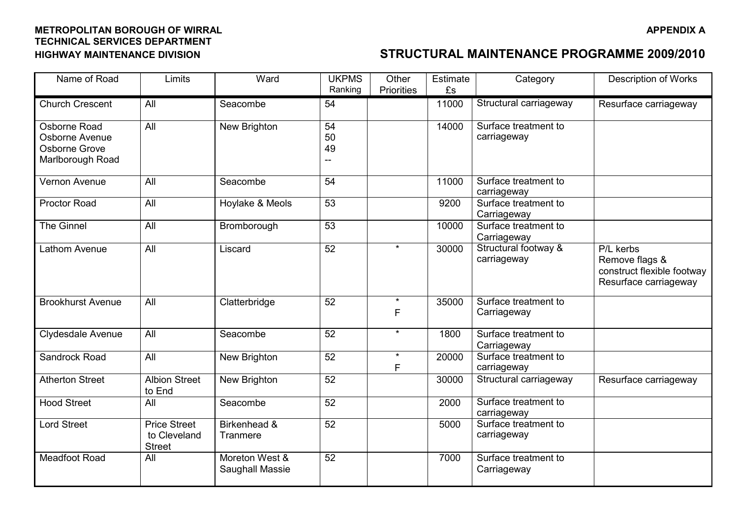**METROPOLITAN BOROUGH OF WIRRAL**
**TECHNICAL SERVICES DEPARTMENT**
**HIGHWAY MAINTENANCE DIVISION**

**APPENDIX A**

## STRUCTURAL MAINTENANCE PROGRAMME 2009/2010

| Name of Road | Limits | Ward | UKPMS Ranking | Other Priorities | Estimate £s | Category | Description of Works |
|---|---|---|---|---|---|---|---|
| Church Crescent | All | Seacombe | 54 | | 11000 | Structural carriageway | Resurface carriageway |
| Osborne Road<br>Osborne Avenue<br>Osborne Grove<br>Marlborough Road | All | New Brighton | 54<br>50<br>49<br>-- | | 14000 | Surface treatment to carriageway | |
| Vernon Avenue | All | Seacombe | 54 | | 11000 | Surface treatment to carriageway | |
| Proctor Road | All | Hoylake & Meols | 53 | | 9200 | Surface treatment to Carriageway | |
| The Ginnel | All | Bromborough | 53 | | 10000 | Surface treatment to Carriageway | |
| Lathom Avenue | All | Liscard | 52 | * | 30000 | Structural footway & carriageway | P/L kerbs<br>Remove flags & construct flexible footway<br>Resurface carriageway |
| Brookhurst Avenue | All | Clatterbridge | 52 | *<br>F | 35000 | Surface treatment to Carriageway | |
| Clydesdale Avenue | All | Seacombe | 52 | * | 1800 | Surface treatment to Carriageway | |
| Sandrock Road | All | New Brighton | 52 | *<br>F | 20000 | Surface treatment to carriageway | |
| Atherton Street | Albion Street to End | New Brighton | 52 | | 30000 | Structural carriageway | Resurface carriageway |
| Hood Street | All | Seacombe | 52 | | 2000 | Surface treatment to carriageway | |
| Lord Street | Price Street to Cleveland Street | Birkenhead & Tranmere | 52 | | 5000 | Surface treatment to carriageway | |
| Meadfoot Road | All | Moreton West & Saughall Massie | 52 | | 7000 | Surface treatment to Carriageway | |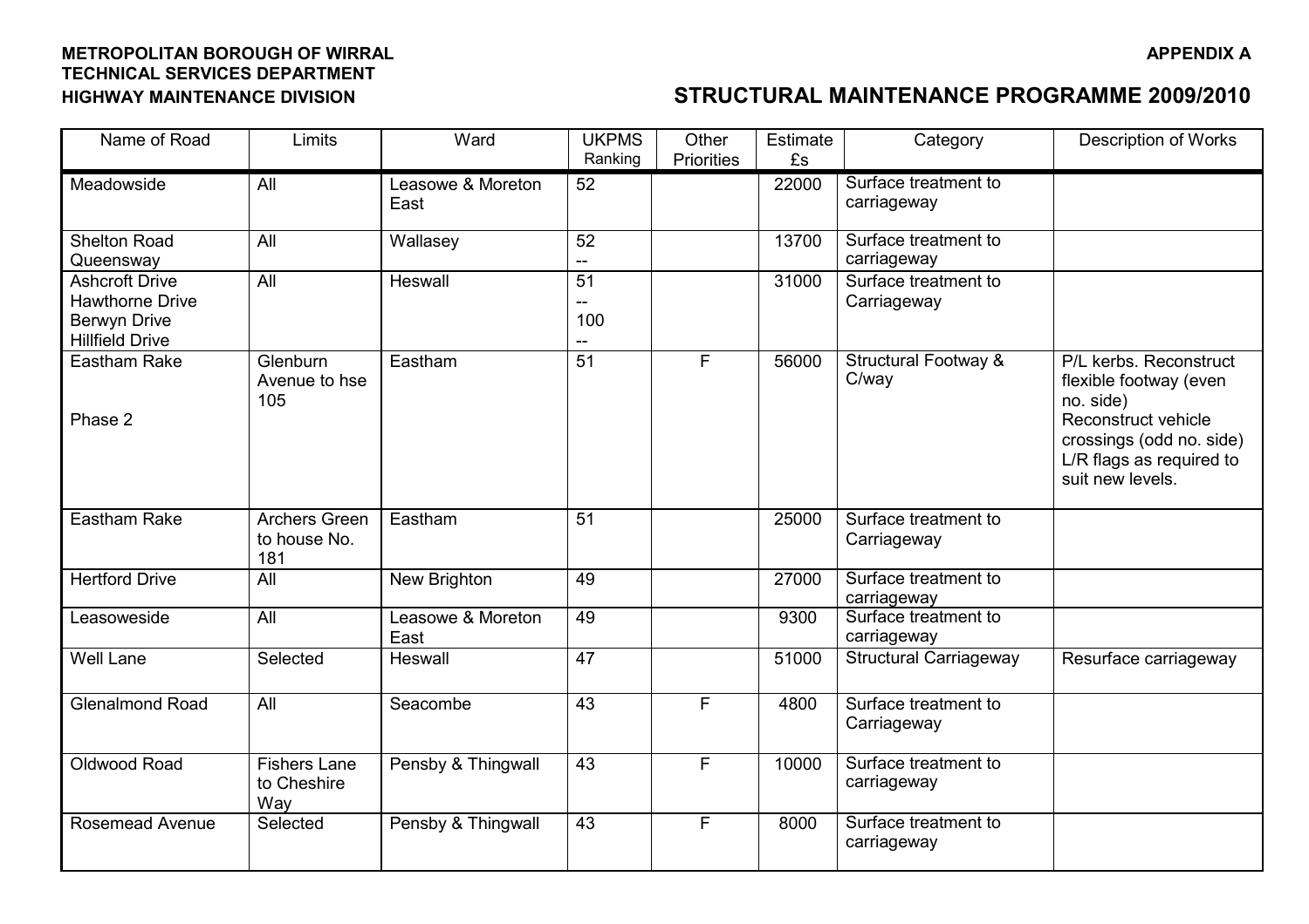**METROPOLITAN BOROUGH OF WIRRAL**
**TECHNICAL SERVICES DEPARTMENT**
**HIGHWAY MAINTENANCE DIVISION**

**APPENDIX A**

## STRUCTURAL MAINTENANCE PROGRAMME 2009/2010

| Name of Road | Limits | Ward | UKPMS Ranking | Other Priorities | Estimate £s | Category | Description of Works |
|---|---|---|---|---|---|---|---|
| Meadowside | All | Leasowe & Moreton East | 52 | | 22000 | Surface treatment to carriageway | |
| Shelton Road<br>Queensway | All | Wallasey | 52<br>-- | | 13700 | Surface treatment to carriageway | |
| Ashcroft Drive<br>Hawthorne Drive<br>Berwyn Drive<br>Hillfield Drive | All | Heswall | 51<br>--<br>100<br>-- | | 31000 | Surface treatment to Carriageway | |
| Eastham Rake<br><br>Phase 2 | Glenburn Avenue to hse 105 | Eastham | 51 | F | 56000 | Structural Footway & C/way | P/L kerbs. Reconstruct flexible footway (even no. side)<br>Reconstruct vehicle crossings (odd no. side)<br>L/R flags as required to suit new levels. |
| Eastham Rake | Archers Green to house No. 181 | Eastham | 51 | | 25000 | Surface treatment to Carriageway | |
| Hertford Drive | All | New Brighton | 49 | | 27000 | Surface treatment to carriageway | |
| Leasoweside | All | Leasowe & Moreton East | 49 | | 9300 | Surface treatment to carriageway | |
| Well Lane | Selected | Heswall | 47 | | 51000 | Structural Carriageway | Resurface carriageway |
| Glenalmond Road | All | Seacombe | 43 | F | 4800 | Surface treatment to Carriageway | |
| Oldwood Road | Fishers Lane to Cheshire Way | Pensby & Thingwall | 43 | F | 10000 | Surface treatment to carriageway | |
| Rosemead Avenue | Selected | Pensby & Thingwall | 43 | F | 8000 | Surface treatment to carriageway | |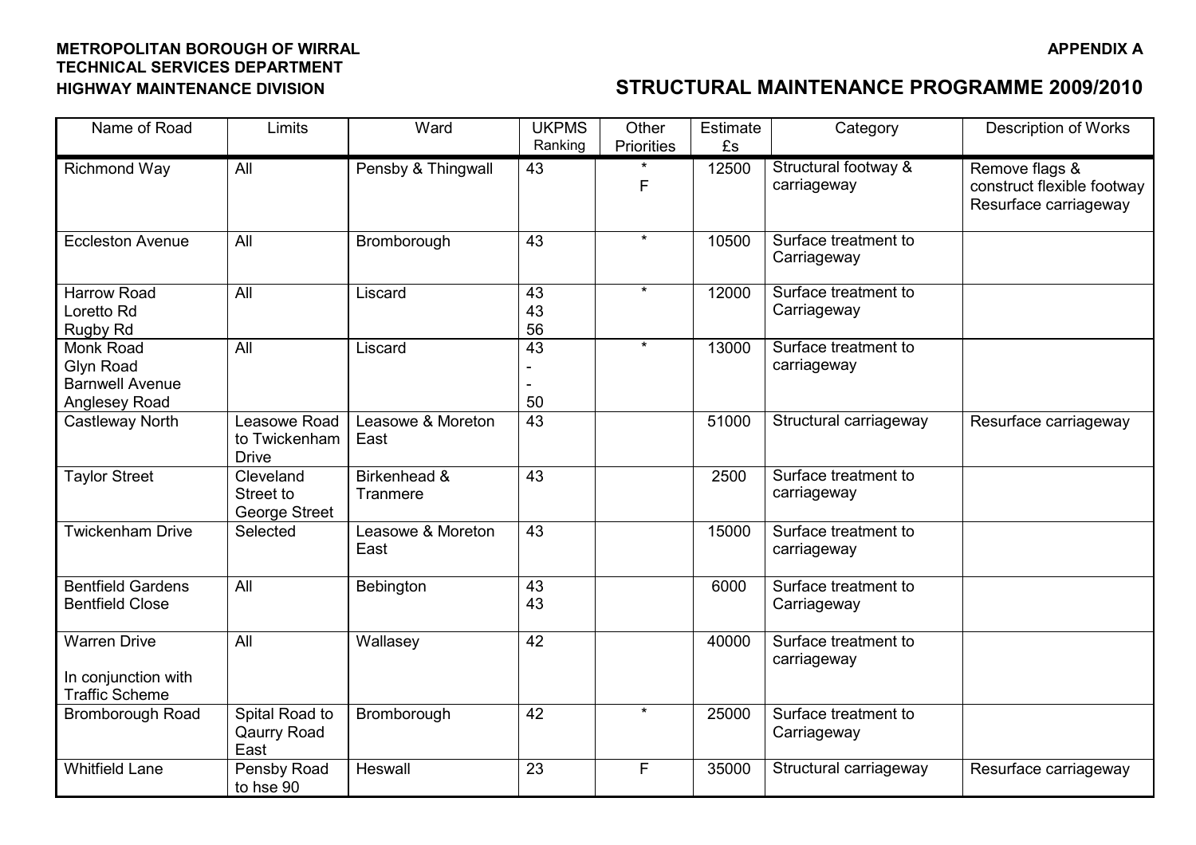**METROPOLITAN BOROUGH OF WIRRAL**
**TECHNICAL SERVICES DEPARTMENT**
**HIGHWAY MAINTENANCE DIVISION**

**APPENDIX A**

## STRUCTURAL MAINTENANCE PROGRAMME 2009/2010

| Name of Road | Limits | Ward | UKPMS Ranking | Other Priorities | Estimate £s | Category | Description of Works |
|---|---|---|---|---|---|---|---|
| Richmond Way | All | Pensby & Thingwall | 43 | * F | 12500 | Structural footway & carriageway | Remove flags & construct flexible footway Resurface carriageway |
| Eccleston Avenue | All | Bromborough | 43 | * | 10500 | Surface treatment to Carriageway | |
| Harrow Road<br>Loretto Rd<br>Rugby Rd | All | Liscard | 43<br>43<br>56 | * | 12000 | Surface treatment to Carriageway | |
| Monk Road<br>Glyn Road<br>Barnwell Avenue<br>Anglesey Road | All | Liscard | 43<br>-<br>-<br>50 | * | 13000 | Surface treatment to carriageway | |
| Castleway North | Leasowe Road to Twickenham Drive | Leasowe & Moreton East | 43 | | 51000 | Structural carriageway | Resurface carriageway |
| Taylor Street | Cleveland Street to George Street | Birkenhead & Tranmere | 43 | | 2500 | Surface treatment to carriageway | |
| Twickenham Drive | Selected | Leasowe & Moreton East | 43 | | 15000 | Surface treatment to carriageway | |
| Bentfield Gardens<br>Bentfield Close | All | Bebington | 43<br>43 | | 6000 | Surface treatment to Carriageway | |
| Warren Drive<br><br>In conjunction with Traffic Scheme | All | Wallasey | 42 | | 40000 | Surface treatment to carriageway | |
| Bromborough Road | Spital Road to Qaurry Road East | Bromborough | 42 | * | 25000 | Surface treatment to Carriageway | |
| Whitfield Lane | Pensby Road to hse 90 | Heswall | 23 | F | 35000 | Structural carriageway | Resurface carriageway |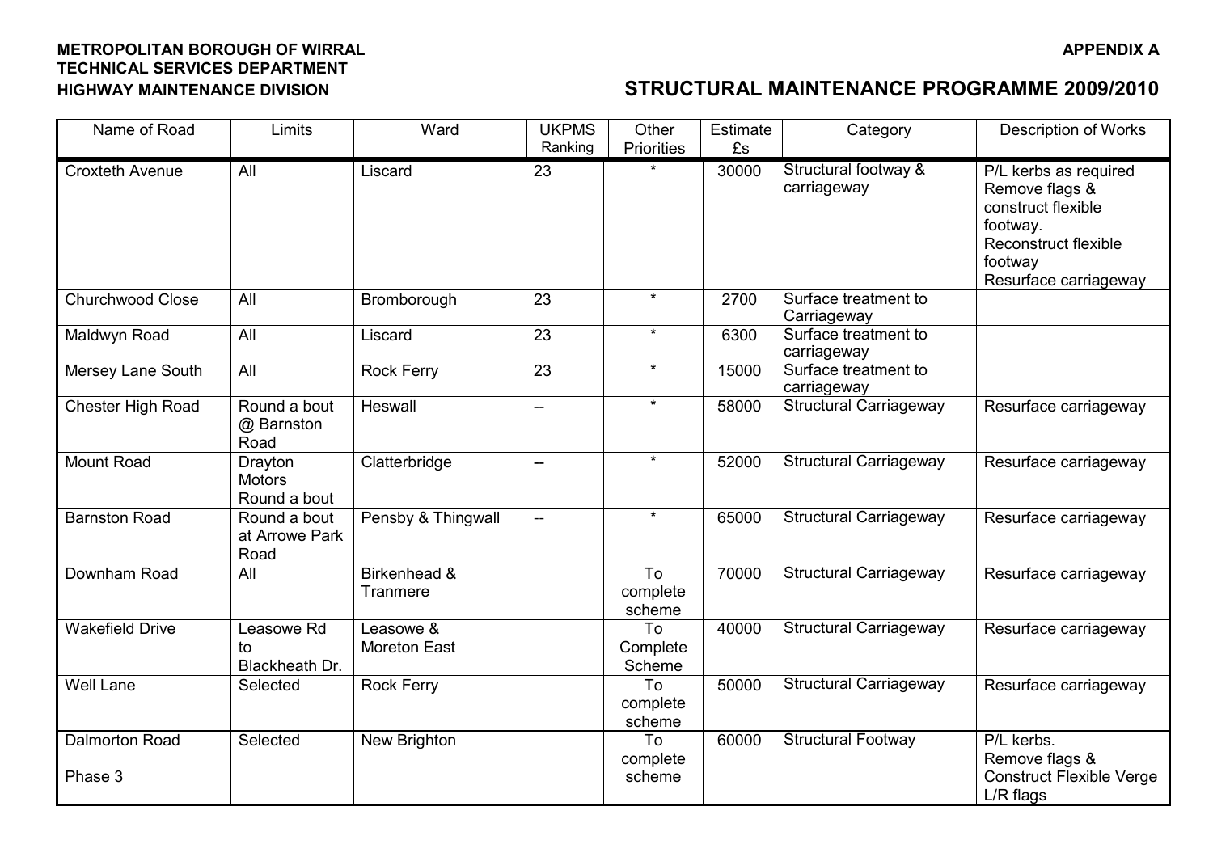**METROPOLITAN BOROUGH OF WIRRAL**
**TECHNICAL SERVICES DEPARTMENT**
**HIGHWAY MAINTENANCE DIVISION**

**APPENDIX A**

## STRUCTURAL MAINTENANCE PROGRAMME 2009/2010

| Name of Road | Limits | Ward | UKPMS Ranking | Other Priorities | Estimate £s | Category | Description of Works |
|---|---|---|---|---|---|---|---|
| Croxteth Avenue | All | Liscard | 23 | * | 30000 | Structural footway & carriageway | P/L kerbs as required<br>Remove flags & construct flexible footway.<br>Reconstruct flexible footway<br>Resurface carriageway |
| Churchwood Close | All | Bromborough | 23 | * | 2700 | Surface treatment to Carriageway | |
| Maldwyn Road | All | Liscard | 23 | * | 6300 | Surface treatment to carriageway | |
| Mersey Lane South | All | Rock Ferry | 23 | * | 15000 | Surface treatment to carriageway | |
| Chester High Road | Round a bout @ Barnston Road | Heswall | -- | * | 58000 | Structural Carriageway | Resurface carriageway |
| Mount Road | Drayton Motors Round a bout | Clatterbridge | -- | * | 52000 | Structural Carriageway | Resurface carriageway |
| Barnston Road | Round a bout at Arrowe Park Road | Pensby & Thingwall | -- | * | 65000 | Structural Carriageway | Resurface carriageway |
| Downham Road | All | Birkenhead & Tranmere | | To complete scheme | 70000 | Structural Carriageway | Resurface carriageway |
| Wakefield Drive | Leasowe Rd to Blackheath Dr. | Leasowe & Moreton East | | To Complete Scheme | 40000 | Structural Carriageway | Resurface carriageway |
| Well Lane | Selected | Rock Ferry | | To complete scheme | 50000 | Structural Carriageway | Resurface carriageway |
| Dalmorton Road<br><br>Phase 3 | Selected | New Brighton | | To complete scheme | 60000 | Structural Footway | P/L kerbs.<br>Remove flags & Construct Flexible Verge<br>L/R flags |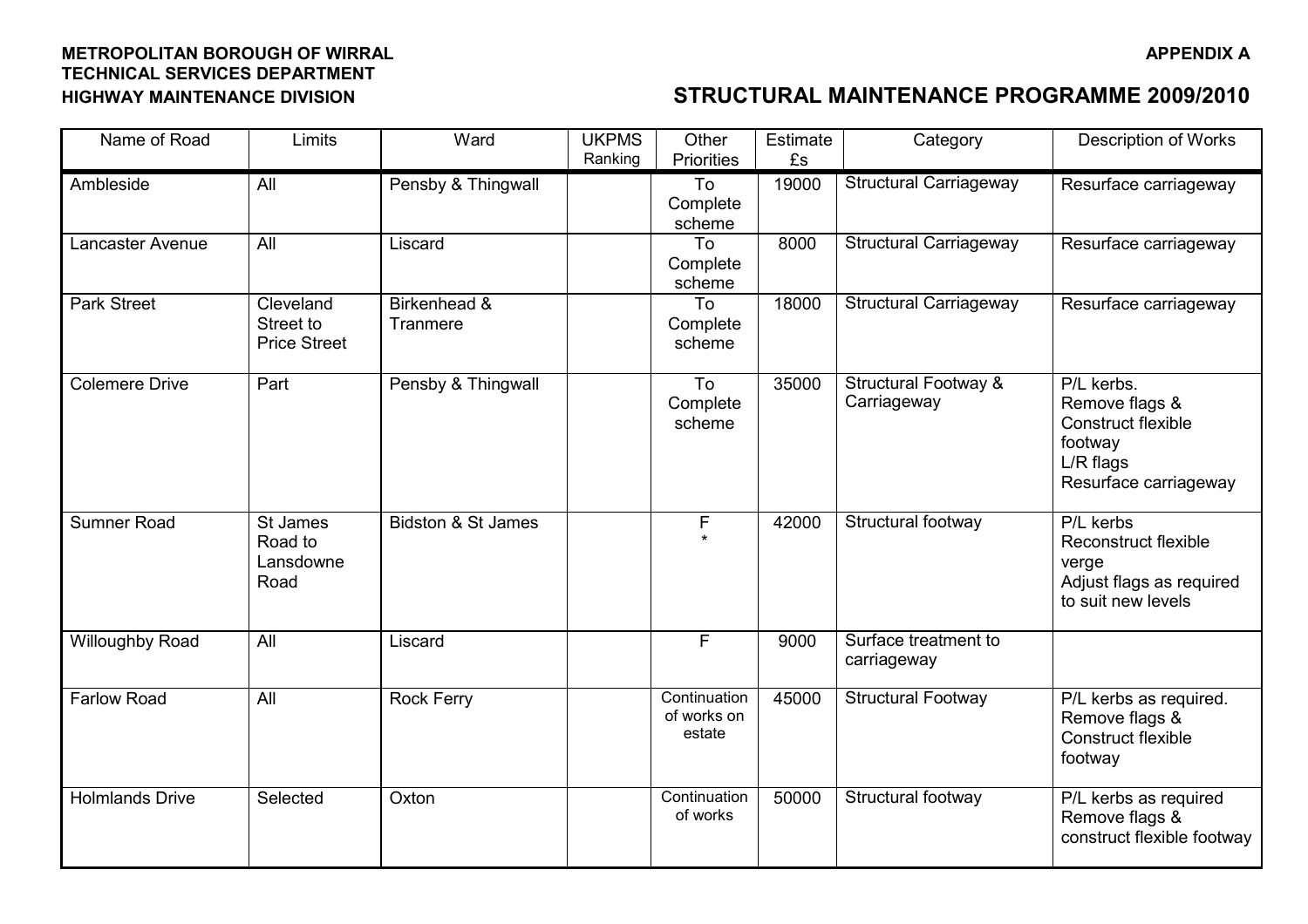**METROPOLITAN BOROUGH OF WIRRAL**
**TECHNICAL SERVICES DEPARTMENT**
**HIGHWAY MAINTENANCE DIVISION**

**APPENDIX A**

## STRUCTURAL MAINTENANCE PROGRAMME 2009/2010

| Name of Road | Limits | Ward | UKPMS Ranking | Other Priorities | Estimate £s | Category | Description of Works |
|---|---|---|---|---|---|---|---|
| Ambleside | All | Pensby & Thingwall | | To Complete scheme | 19000 | Structural Carriageway | Resurface carriageway |
| Lancaster Avenue | All | Liscard | | To Complete scheme | 8000 | Structural Carriageway | Resurface carriageway |
| Park Street | Cleveland Street to Price Street | Birkenhead & Tranmere | | To Complete scheme | 18000 | Structural Carriageway | Resurface carriageway |
| Colemere Drive | Part | Pensby & Thingwall | | To Complete scheme | 35000 | Structural Footway & Carriageway | P/L kerbs. Remove flags & Construct flexible footway L/R flags Resurface carriageway |
| Sumner Road | St James Road to Lansdowne Road | Bidston & St James | | F * | 42000 | Structural footway | P/L kerbs Reconstruct flexible verge Adjust flags as required to suit new levels |
| Willoughby Road | All | Liscard | | F | 9000 | Surface treatment to carriageway | |
| Farlow Road | All | Rock Ferry | | Continuation of works on estate | 45000 | Structural Footway | P/L kerbs as required. Remove flags & Construct flexible footway |
| Holmlands Drive | Selected | Oxton | | Continuation of works | 50000 | Structural footway | P/L kerbs as required Remove flags & construct flexible footway |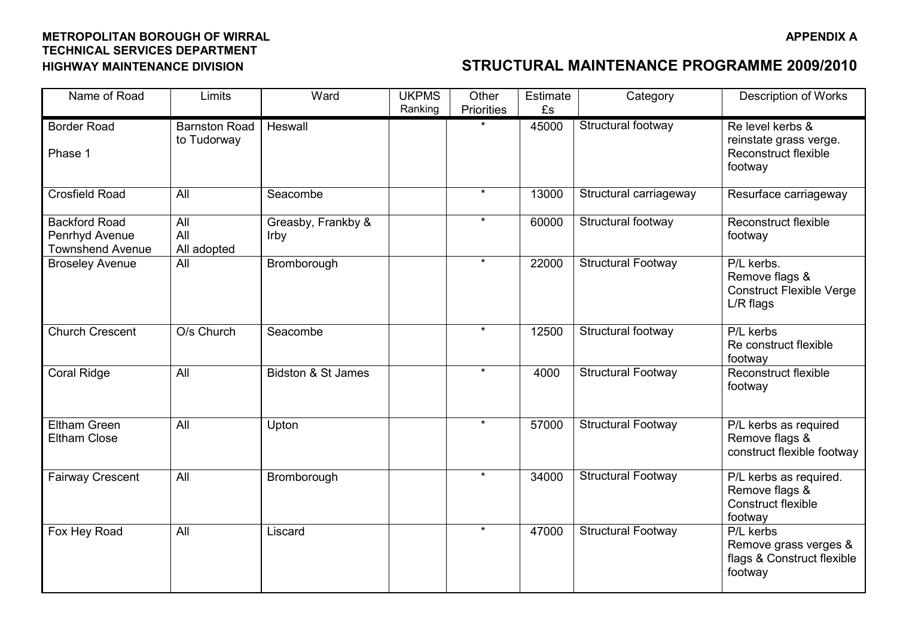**METROPOLITAN BOROUGH OF WIRRAL**
**TECHNICAL SERVICES DEPARTMENT**
**HIGHWAY MAINTENANCE DIVISION**

**APPENDIX A**

## STRUCTURAL MAINTENANCE PROGRAMME 2009/2010

| Name of Road | Limits | Ward | UKPMS Ranking | Other Priorities | Estimate £s | Category | Description of Works |
|---|---|---|---|---|---|---|---|
| Border Road<br><br>Phase 1 | Barnston Road to Tudorway | Heswall | | * | 45000 | Structural footway | Re level kerbs & reinstate grass verge. Reconstruct flexible footway |
| Crosfield Road | All | Seacombe | | * | 13000 | Structural carriageway | Resurface carriageway |
| Backford Road<br>Penrhyd Avenue<br>Townshend Avenue | All<br>All<br>All adopted | Greasby, Frankby & Irby | | * | 60000 | Structural footway | Reconstruct flexible footway |
| Broseley Avenue | All | Bromborough | | * | 22000 | Structural Footway | P/L kerbs.<br>Remove flags & Construct Flexible Verge L/R flags |
| Church Crescent | O/s Church | Seacombe | | * | 12500 | Structural footway | P/L kerbs<br>Re construct flexible footway |
| Coral Ridge | All | Bidston & St James | | * | 4000 | Structural Footway | Reconstruct flexible footway |
| Eltham Green<br>Eltham Close | All | Upton | | * | 57000 | Structural Footway | P/L kerbs as required<br>Remove flags & construct flexible footway |
| Fairway Crescent | All | Bromborough | | * | 34000 | Structural Footway | P/L kerbs as required.<br>Remove flags & Construct flexible footway |
| Fox Hey Road | All | Liscard | | * | 47000 | Structural Footway | P/L kerbs<br>Remove grass verges & flags & Construct flexible footway |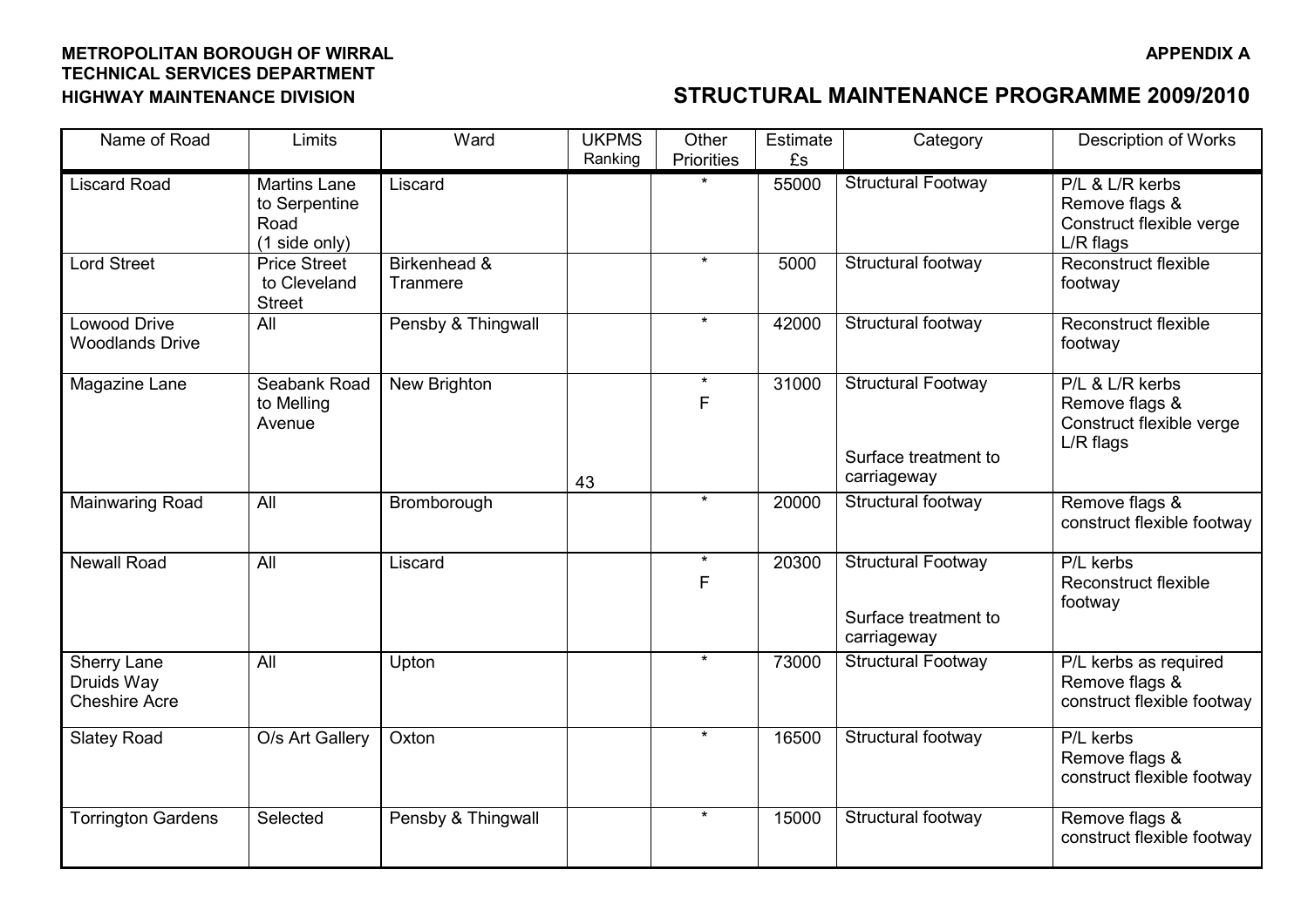**METROPOLITAN BOROUGH OF WIRRAL**
**TECHNICAL SERVICES DEPARTMENT**
**HIGHWAY MAINTENANCE DIVISION**

**APPENDIX A**

## STRUCTURAL MAINTENANCE PROGRAMME 2009/2010

| Name of Road | Limits | Ward | UKPMS Ranking | Other Priorities | Estimate £s | Category | Description of Works |
|---|---|---|---|---|---|---|---|
| Liscard Road | Martins Lane to Serpentine Road (1 side only) | Liscard | | * | 55000 | Structural Footway | P/L & L/R kerbs Remove flags & Construct flexible verge L/R flags |
| Lord Street | Price Street to Cleveland Street | Birkenhead & Tranmere | | * | 5000 | Structural footway | Reconstruct flexible footway |
| Lowood Drive Woodlands Drive | All | Pensby & Thingwall | | * | 42000 | Structural footway | Reconstruct flexible footway |
| Magazine Lane | Seabank Road to Melling Avenue | New Brighton | 43 | * F | 31000 | Structural Footway<br>Surface treatment to carriageway | P/L & L/R kerbs Remove flags & Construct flexible verge L/R flags |
| Mainwaring Road | All | Bromborough | | * | 20000 | Structural footway | Remove flags & construct flexible footway |
| Newall Road | All | Liscard | | * F | 20300 | Structural Footway<br>Surface treatment to carriageway | P/L kerbs Reconstruct flexible footway |
| Sherry Lane Druids Way Cheshire Acre | All | Upton | | * | 73000 | Structural Footway | P/L kerbs as required Remove flags & construct flexible footway |
| Slatey Road | O/s Art Gallery | Oxton | | * | 16500 | Structural footway | P/L kerbs Remove flags & construct flexible footway |
| Torrington Gardens | Selected | Pensby & Thingwall | | * | 15000 | Structural footway | Remove flags & construct flexible footway |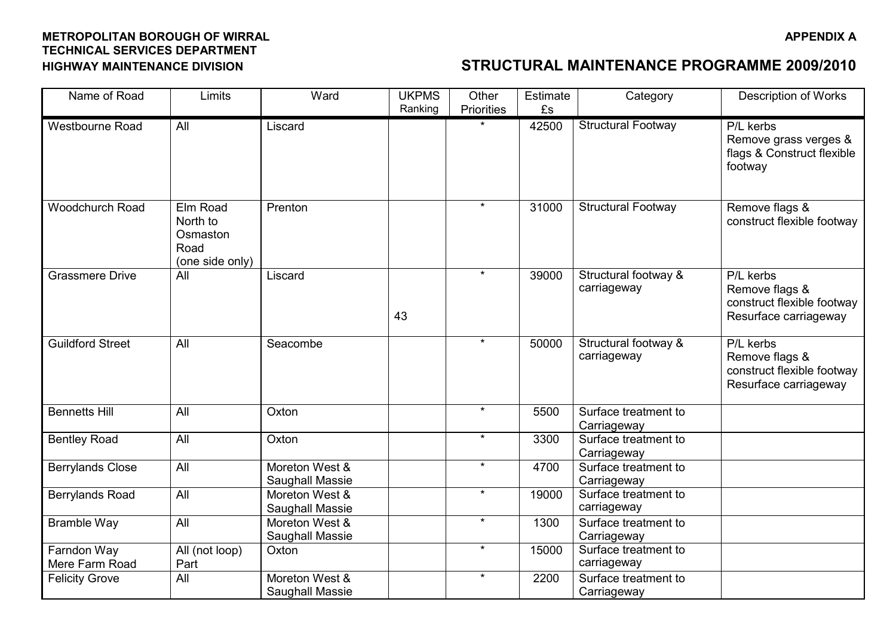**METROPOLITAN BOROUGH OF WIRRAL**
**TECHNICAL SERVICES DEPARTMENT**
**HIGHWAY MAINTENANCE DIVISION**

**APPENDIX A**

## STRUCTURAL MAINTENANCE PROGRAMME 2009/2010

| Name of Road | Limits | Ward | UKPMS Ranking | Other Priorities | Estimate £s | Category | Description of Works |
|---|---|---|---|---|---|---|---|
| Westbourne Road | All | Liscard | | * | 42500 | Structural Footway | P/L kerbs<br>Remove grass verges & flags & Construct flexible footway |
| Woodchurch Road | Elm Road North to Osmaston Road (one side only) | Prenton | | * | 31000 | Structural Footway | Remove flags & construct flexible footway |
| Grassmere Drive | All | Liscard | 43 | * | 39000 | Structural footway & carriageway | P/L kerbs<br>Remove flags & construct flexible footway<br>Resurface carriageway |
| Guildford Street | All | Seacombe | | * | 50000 | Structural footway & carriageway | P/L kerbs<br>Remove flags & construct flexible footway<br>Resurface carriageway |
| Bennetts Hill | All | Oxton | | * | 5500 | Surface treatment to Carriageway | |
| Bentley Road | All | Oxton | | * | 3300 | Surface treatment to Carriageway | |
| Berrylands Close | All | Moreton West & Saughall Massie | | * | 4700 | Surface treatment to Carriageway | |
| Berrylands Road | All | Moreton West & Saughall Massie | | * | 19000 | Surface treatment to carriageway | |
| Bramble Way | All | Moreton West & Saughall Massie | | * | 1300 | Surface treatment to Carriageway | |
| Farndon Way<br>Mere Farm Road | All (not loop)<br>Part | Oxton | | * | 15000 | Surface treatment to carriageway | |
| Felicity Grove | All | Moreton West & Saughall Massie | | * | 2200 | Surface treatment to Carriageway | |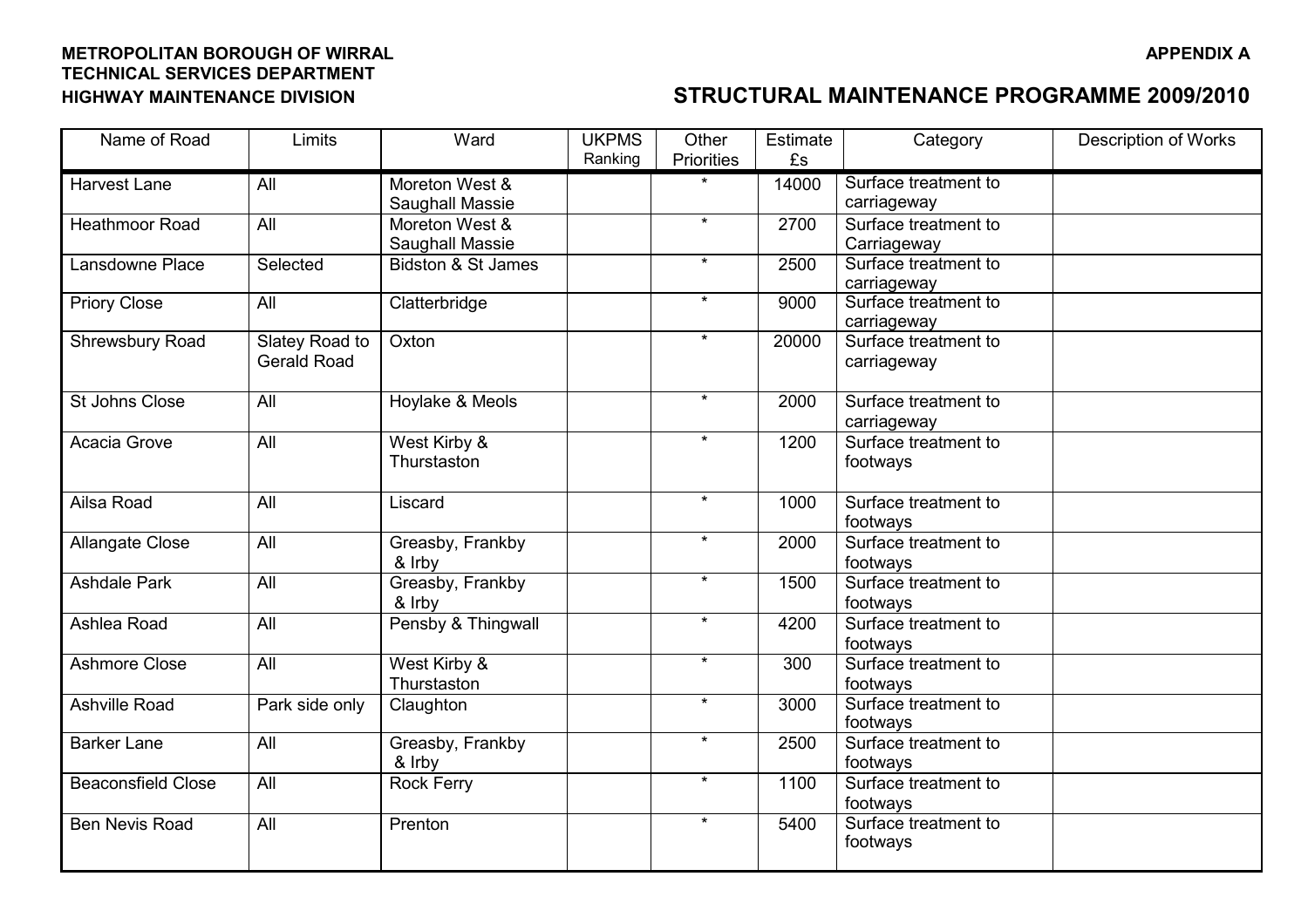**METROPOLITAN BOROUGH OF WIRRAL**
**TECHNICAL SERVICES DEPARTMENT**
**HIGHWAY MAINTENANCE DIVISION**

**APPENDIX A**

## STRUCTURAL MAINTENANCE PROGRAMME 2009/2010

| Name of Road | Limits | Ward | UKPMS Ranking | Other Priorities | Estimate £s | Category | Description of Works |
|---|---|---|---|---|---|---|---|
| Harvest Lane | All | Moreton West & Saughall Massie | | * | 14000 | Surface treatment to carriageway | |
| Heathmoor Road | All | Moreton West & Saughall Massie | | * | 2700 | Surface treatment to Carriageway | |
| Lansdowne Place | Selected | Bidston & St James | | * | 2500 | Surface treatment to carriageway | |
| Priory Close | All | Clatterbridge | | * | 9000 | Surface treatment to carriageway | |
| Shrewsbury Road | Slatey Road to Gerald Road | Oxton | | * | 20000 | Surface treatment to carriageway | |
| St Johns Close | All | Hoylake & Meols | | * | 2000 | Surface treatment to carriageway | |
| Acacia Grove | All | West Kirby & Thurstaston | | * | 1200 | Surface treatment to footways | |
| Ailsa Road | All | Liscard | | * | 1000 | Surface treatment to footways | |
| Allangate Close | All | Greasby, Frankby & Irby | | * | 2000 | Surface treatment to footways | |
| Ashdale Park | All | Greasby, Frankby & Irby | | * | 1500 | Surface treatment to footways | |
| Ashlea Road | All | Pensby & Thingwall | | * | 4200 | Surface treatment to footways | |
| Ashmore Close | All | West Kirby & Thurstaston | | * | 300 | Surface treatment to footways | |
| Ashville Road | Park side only | Claughton | | * | 3000 | Surface treatment to footways | |
| Barker Lane | All | Greasby, Frankby & Irby | | * | 2500 | Surface treatment to footways | |
| Beaconsfield Close | All | Rock Ferry | | * | 1100 | Surface treatment to footways | |
| Ben Nevis Road | All | Prenton | | * | 5400 | Surface treatment to footways | |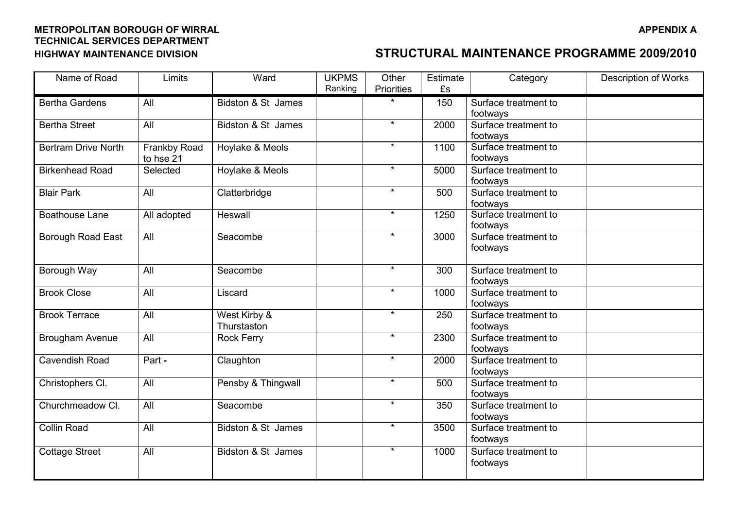**METROPOLITAN BOROUGH OF WIRRAL**
**TECHNICAL SERVICES DEPARTMENT**
**HIGHWAY MAINTENANCE DIVISION**

**APPENDIX A**

## STRUCTURAL MAINTENANCE PROGRAMME 2009/2010

| Name of Road | Limits | Ward | UKPMS Ranking | Other Priorities | Estimate £s | Category | Description of Works |
|---|---|---|---|---|---|---|---|
| Bertha Gardens | All | Bidston & St James | | * | 150 | Surface treatment to footways | |
| Bertha Street | All | Bidston & St James | | * | 2000 | Surface treatment to footways | |
| Bertram Drive North | Frankby Road to hse 21 | Hoylake & Meols | | * | 1100 | Surface treatment to footways | |
| Birkenhead Road | Selected | Hoylake & Meols | | * | 5000 | Surface treatment to footways | |
| Blair Park | All | Clatterbridge | | * | 500 | Surface treatment to footways | |
| Boathouse Lane | All adopted | Heswall | | * | 1250 | Surface treatment to footways | |
| Borough Road East | All | Seacombe | | * | 3000 | Surface treatment to footways | |
| Borough Way | All | Seacombe | | * | 300 | Surface treatment to footways | |
| Brook Close | All | Liscard | | * | 1000 | Surface treatment to footways | |
| Brook Terrace | All | West Kirby & Thurstaston | | * | 250 | Surface treatment to footways | |
| Brougham Avenue | All | Rock Ferry | | * | 2300 | Surface treatment to footways | |
| Cavendish Road | Part - | Claughton | | * | 2000 | Surface treatment to footways | |
| Christophers Cl. | All | Pensby & Thingwall | | * | 500 | Surface treatment to footways | |
| Churchmeadow Cl. | All | Seacombe | | * | 350 | Surface treatment to footways | |
| Collin Road | All | Bidston & St James | | * | 3500 | Surface treatment to footways | |
| Cottage Street | All | Bidston & St James | | * | 1000 | Surface treatment to footways | |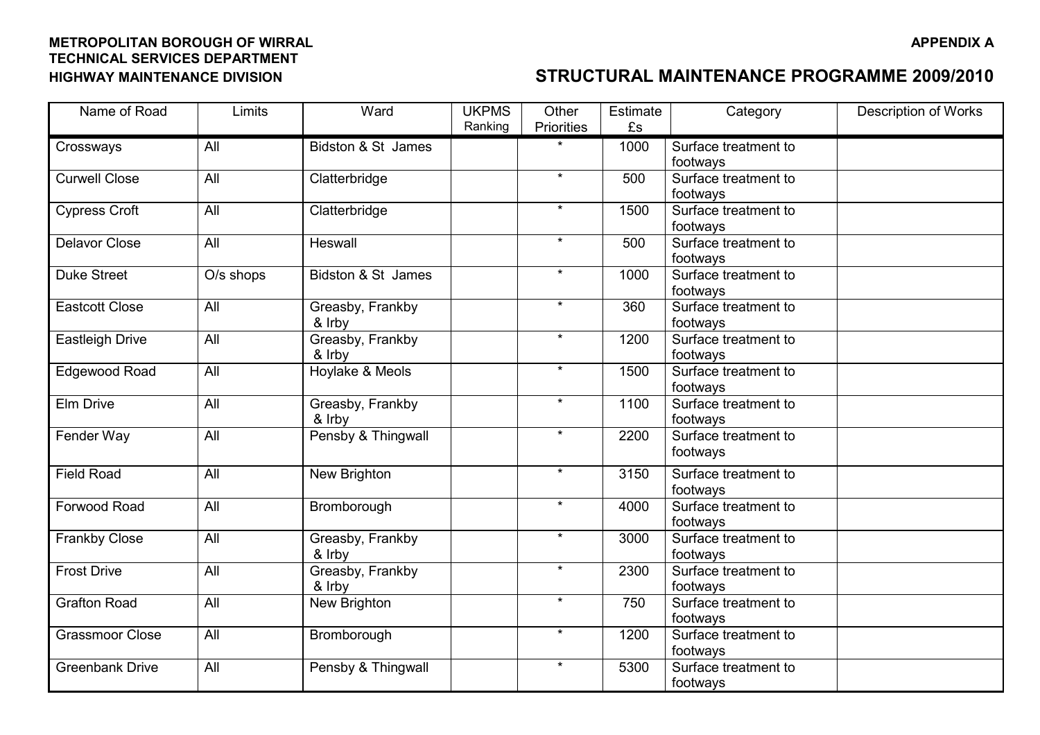**METROPOLITAN BOROUGH OF WIRRAL**
**TECHNICAL SERVICES DEPARTMENT**
**HIGHWAY MAINTENANCE DIVISION**

**APPENDIX A**

## STRUCTURAL MAINTENANCE PROGRAMME 2009/2010

| Name of Road | Limits | Ward | UKPMS Ranking | Other Priorities | Estimate £s | Category | Description of Works |
|---|---|---|---|---|---|---|---|
| Crossways | All | Bidston & St James | | * | 1000 | Surface treatment to footways | |
| Curwell Close | All | Clatterbridge | | * | 500 | Surface treatment to footways | |
| Cypress Croft | All | Clatterbridge | | * | 1500 | Surface treatment to footways | |
| Delavor Close | All | Heswall | | * | 500 | Surface treatment to footways | |
| Duke Street | O/s shops | Bidston & St James | | * | 1000 | Surface treatment to footways | |
| Eastcott Close | All | Greasby, Frankby & Irby | | * | 360 | Surface treatment to footways | |
| Eastleigh Drive | All | Greasby, Frankby & Irby | | * | 1200 | Surface treatment to footways | |
| Edgewood Road | All | Hoylake & Meols | | * | 1500 | Surface treatment to footways | |
| Elm Drive | All | Greasby, Frankby & Irby | | * | 1100 | Surface treatment to footways | |
| Fender Way | All | Pensby & Thingwall | | * | 2200 | Surface treatment to footways | |
| Field Road | All | New Brighton | | * | 3150 | Surface treatment to footways | |
| Forwood Road | All | Bromborough | | * | 4000 | Surface treatment to footways | |
| Frankby Close | All | Greasby, Frankby & Irby | | * | 3000 | Surface treatment to footways | |
| Frost Drive | All | Greasby, Frankby & Irby | | * | 2300 | Surface treatment to footways | |
| Grafton Road | All | New Brighton | | * | 750 | Surface treatment to footways | |
| Grassmoor Close | All | Bromborough | | * | 1200 | Surface treatment to footways | |
| Greenbank Drive | All | Pensby & Thingwall | | * | 5300 | Surface treatment to footways | |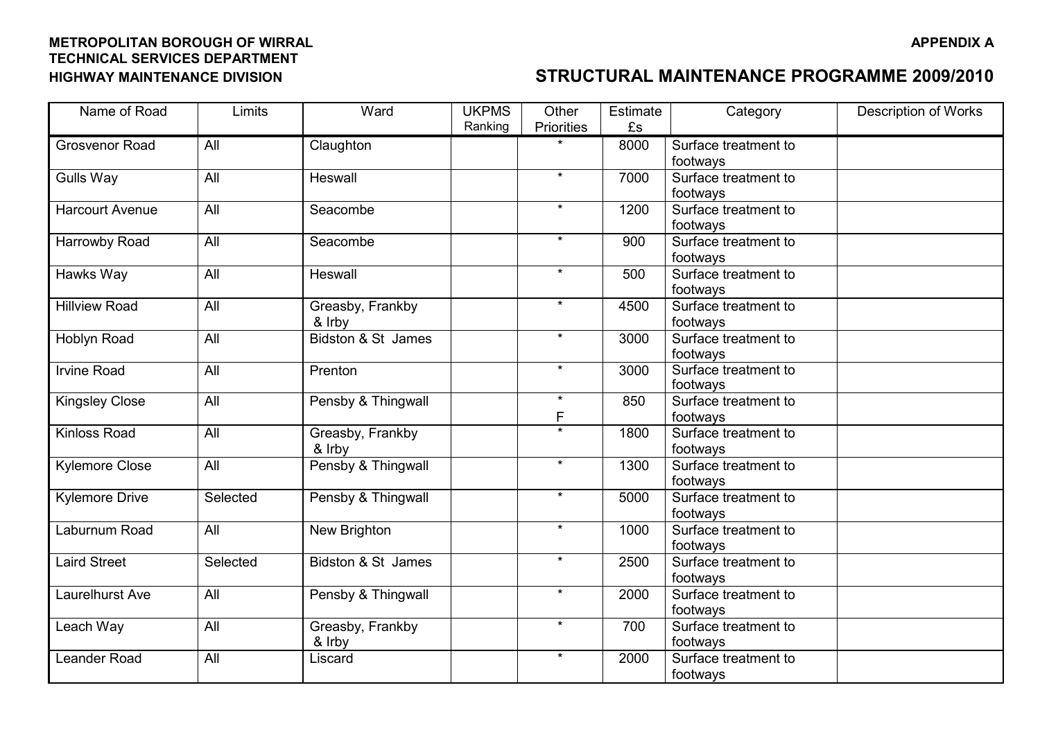**METROPOLITAN BOROUGH OF WIRRAL**
**TECHNICAL SERVICES DEPARTMENT**
**HIGHWAY MAINTENANCE DIVISION**

**APPENDIX A**

## STRUCTURAL MAINTENANCE PROGRAMME 2009/2010

| Name of Road | Limits | Ward | UKPMS Ranking | Other Priorities | Estimate £s | Category | Description of Works |
|---|---|---|---|---|---|---|---|
| Grosvenor Road | All | Claughton | | * | 8000 | Surface treatment to footways | |
| Gulls Way | All | Heswall | | * | 7000 | Surface treatment to footways | |
| Harcourt Avenue | All | Seacombe | | * | 1200 | Surface treatment to footways | |
| Harrowby Road | All | Seacombe | | * | 900 | Surface treatment to footways | |
| Hawks Way | All | Heswall | | * | 500 | Surface treatment to footways | |
| Hillview Road | All | Greasby, Frankby & Irby | | * | 4500 | Surface treatment to footways | |
| Hoblyn Road | All | Bidston & St James | | * | 3000 | Surface treatment to footways | |
| Irvine Road | All | Prenton | | * | 3000 | Surface treatment to footways | |
| Kingsley Close | All | Pensby & Thingwall | | * F | 850 | Surface treatment to footways | |
| Kinloss Road | All | Greasby, Frankby & Irby | | * | 1800 | Surface treatment to footways | |
| Kylemore Close | All | Pensby & Thingwall | | * | 1300 | Surface treatment to footways | |
| Kylemore Drive | Selected | Pensby & Thingwall | | * | 5000 | Surface treatment to footways | |
| Laburnum Road | All | New Brighton | | * | 1000 | Surface treatment to footways | |
| Laird Street | Selected | Bidston & St James | | * | 2500 | Surface treatment to footways | |
| Laurelhurst Ave | All | Pensby & Thingwall | | * | 2000 | Surface treatment to footways | |
| Leach Way | All | Greasby, Frankby & Irby | | * | 700 | Surface treatment to footways | |
| Leander Road | All | Liscard | | * | 2000 | Surface treatment to footways | |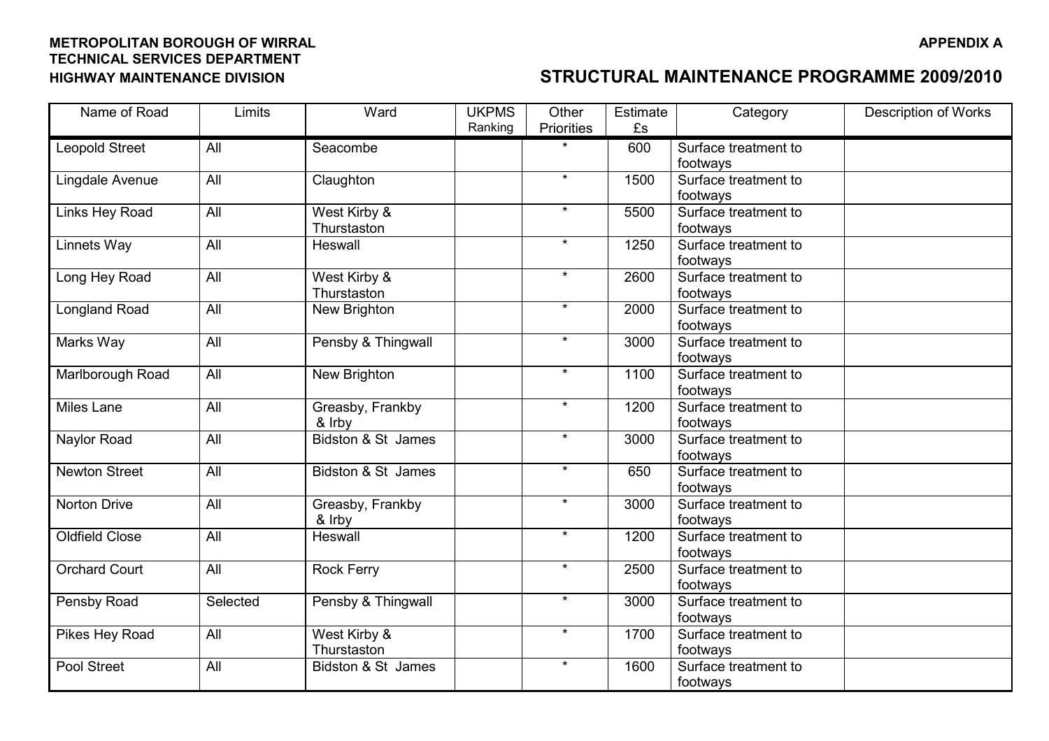**METROPOLITAN BOROUGH OF WIRRAL**
**TECHNICAL SERVICES DEPARTMENT**
**HIGHWAY MAINTENANCE DIVISION**

**APPENDIX A**

## STRUCTURAL MAINTENANCE PROGRAMME 2009/2010

| Name of Road | Limits | Ward | UKPMS Ranking | Other Priorities | Estimate £s | Category | Description of Works |
|---|---|---|---|---|---|---|---|
| Leopold Street | All | Seacombe | | * | 600 | Surface treatment to footways | |
| Lingdale Avenue | All | Claughton | | * | 1500 | Surface treatment to footways | |
| Links Hey Road | All | West Kirby & Thurstaston | | * | 5500 | Surface treatment to footways | |
| Linnets Way | All | Heswall | | * | 1250 | Surface treatment to footways | |
| Long Hey Road | All | West Kirby & Thurstaston | | * | 2600 | Surface treatment to footways | |
| Longland Road | All | New Brighton | | * | 2000 | Surface treatment to footways | |
| Marks Way | All | Pensby & Thingwall | | * | 3000 | Surface treatment to footways | |
| Marlborough Road | All | New Brighton | | * | 1100 | Surface treatment to footways | |
| Miles Lane | All | Greasby, Frankby & Irby | | * | 1200 | Surface treatment to footways | |
| Naylor Road | All | Bidston & St James | | * | 3000 | Surface treatment to footways | |
| Newton Street | All | Bidston & St James | | * | 650 | Surface treatment to footways | |
| Norton Drive | All | Greasby, Frankby & Irby | | * | 3000 | Surface treatment to footways | |
| Oldfield Close | All | Heswall | | * | 1200 | Surface treatment to footways | |
| Orchard Court | All | Rock Ferry | | * | 2500 | Surface treatment to footways | |
| Pensby Road | Selected | Pensby & Thingwall | | * | 3000 | Surface treatment to footways | |
| Pikes Hey Road | All | West Kirby & Thurstaston | | * | 1700 | Surface treatment to footways | |
| Pool Street | All | Bidston & St James | | * | 1600 | Surface treatment to footways | |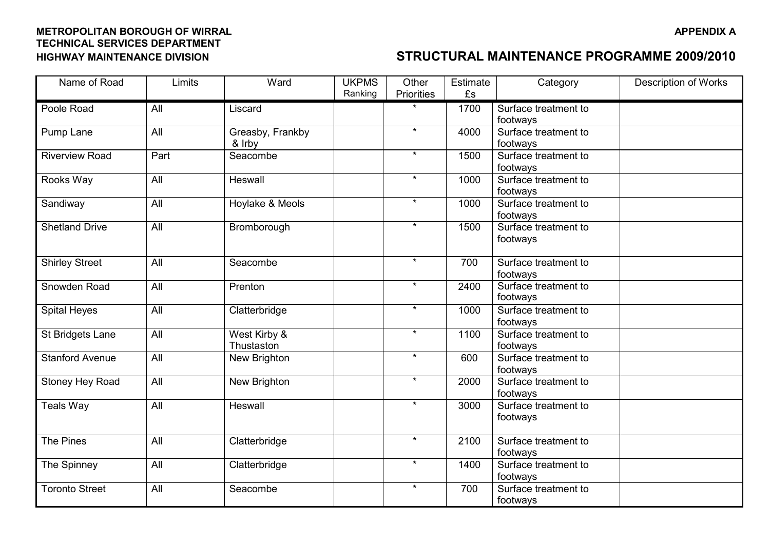**METROPOLITAN BOROUGH OF WIRRAL**
**TECHNICAL SERVICES DEPARTMENT**
**HIGHWAY MAINTENANCE DIVISION**

**APPENDIX A**

## STRUCTURAL MAINTENANCE PROGRAMME 2009/2010

| Name of Road | Limits | Ward | UKPMS Ranking | Other Priorities | Estimate £s | Category | Description of Works |
|---|---|---|---|---|---|---|---|
| Poole Road | All | Liscard | | * | 1700 | Surface treatment to footways | |
| Pump Lane | All | Greasby, Frankby & Irby | | * | 4000 | Surface treatment to footways | |
| Riverview Road | Part | Seacombe | | * | 1500 | Surface treatment to footways | |
| Rooks Way | All | Heswall | | * | 1000 | Surface treatment to footways | |
| Sandiway | All | Hoylake & Meols | | * | 1000 | Surface treatment to footways | |
| Shetland Drive | All | Bromborough | | * | 1500 | Surface treatment to footways | |
| Shirley Street | All | Seacombe | | * | 700 | Surface treatment to footways | |
| Snowden Road | All | Prenton | | * | 2400 | Surface treatment to footways | |
| Spital Heyes | All | Clatterbridge | | * | 1000 | Surface treatment to footways | |
| St Bridgets Lane | All | West Kirby & Thustaston | | * | 1100 | Surface treatment to footways | |
| Stanford Avenue | All | New Brighton | | * | 600 | Surface treatment to footways | |
| Stoney Hey Road | All | New Brighton | | * | 2000 | Surface treatment to footways | |
| Teals Way | All | Heswall | | * | 3000 | Surface treatment to footways | |
| The Pines | All | Clatterbridge | | * | 2100 | Surface treatment to footways | |
| The Spinney | All | Clatterbridge | | * | 1400 | Surface treatment to footways | |
| Toronto Street | All | Seacombe | | * | 700 | Surface treatment to footways | |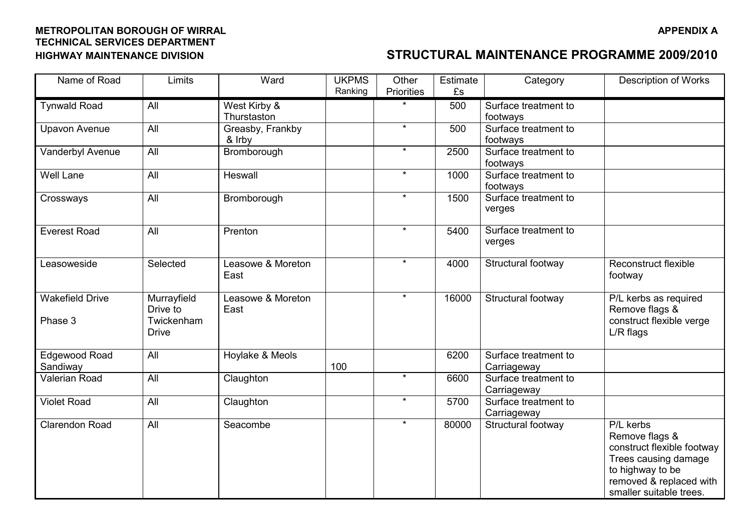**METROPOLITAN BOROUGH OF WIRRAL**
**TECHNICAL SERVICES DEPARTMENT**
**HIGHWAY MAINTENANCE DIVISION**

**APPENDIX A**

## STRUCTURAL MAINTENANCE PROGRAMME 2009/2010

| Name of Road | Limits | Ward | UKPMS Ranking | Other Priorities | Estimate £s | Category | Description of Works |
|---|---|---|---|---|---|---|---|
| Tynwald Road | All | West Kirby & Thurstaston | | * | 500 | Surface treatment to footways | |
| Upavon Avenue | All | Greasby, Frankby & Irby | | * | 500 | Surface treatment to footways | |
| Vanderbyl Avenue | All | Bromborough | | * | 2500 | Surface treatment to footways | |
| Well Lane | All | Heswall | | * | 1000 | Surface treatment to footways | |
| Crossways | All | Bromborough | | * | 1500 | Surface treatment to verges | |
| Everest Road | All | Prenton | | * | 5400 | Surface treatment to verges | |
| Leasoweside | Selected | Leasowe & Moreton East | | * | 4000 | Structural footway | Reconstruct flexible footway |
| Wakefield Drive Phase 3 | Murrayfield Drive to Twickenham Drive | Leasowe & Moreton East | | * | 16000 | Structural footway | P/L kerbs as required Remove flags & construct flexible verge L/R flags |
| Edgewood Road Sandiway | All | Hoylake & Meols | 100 | | 6200 | Surface treatment to Carriageway | |
| Valerian Road | All | Claughton | | * | 6600 | Surface treatment to Carriageway | |
| Violet Road | All | Claughton | | * | 5700 | Surface treatment to Carriageway | |
| Clarendon Road | All | Seacombe | | * | 80000 | Structural footway | P/L kerbs Remove flags & construct flexible footway Trees causing damage to highway to be removed & replaced with smaller suitable trees. |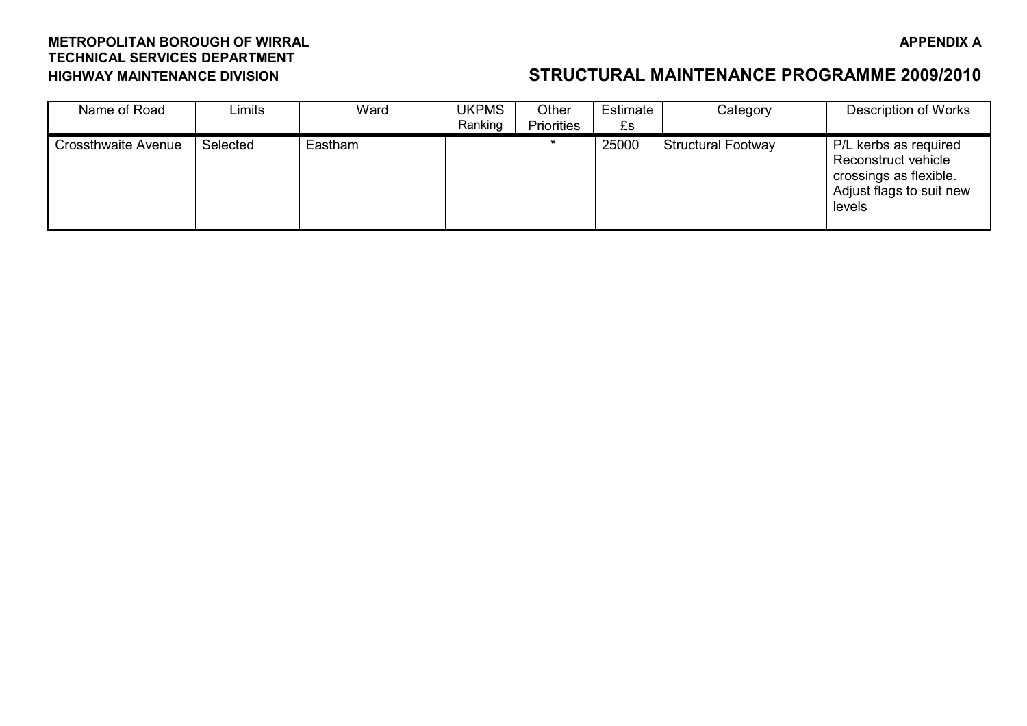**METROPOLITAN BOROUGH OF WIRRAL**
**TECHNICAL SERVICES DEPARTMENT**
**HIGHWAY MAINTENANCE DIVISION**

**APPENDIX A**

## STRUCTURAL MAINTENANCE PROGRAMME 2009/2010

| Name of Road | Limits | Ward | UKPMS Ranking | Other Priorities | Estimate £s | Category | Description of Works |
|---|---|---|---|---|---|---|---|
| Crossthwaite Avenue | Selected | Eastham | | * | 25000 | Structural Footway | P/L kerbs as required Reconstruct vehicle crossings as flexible. Adjust flags to suit new levels |